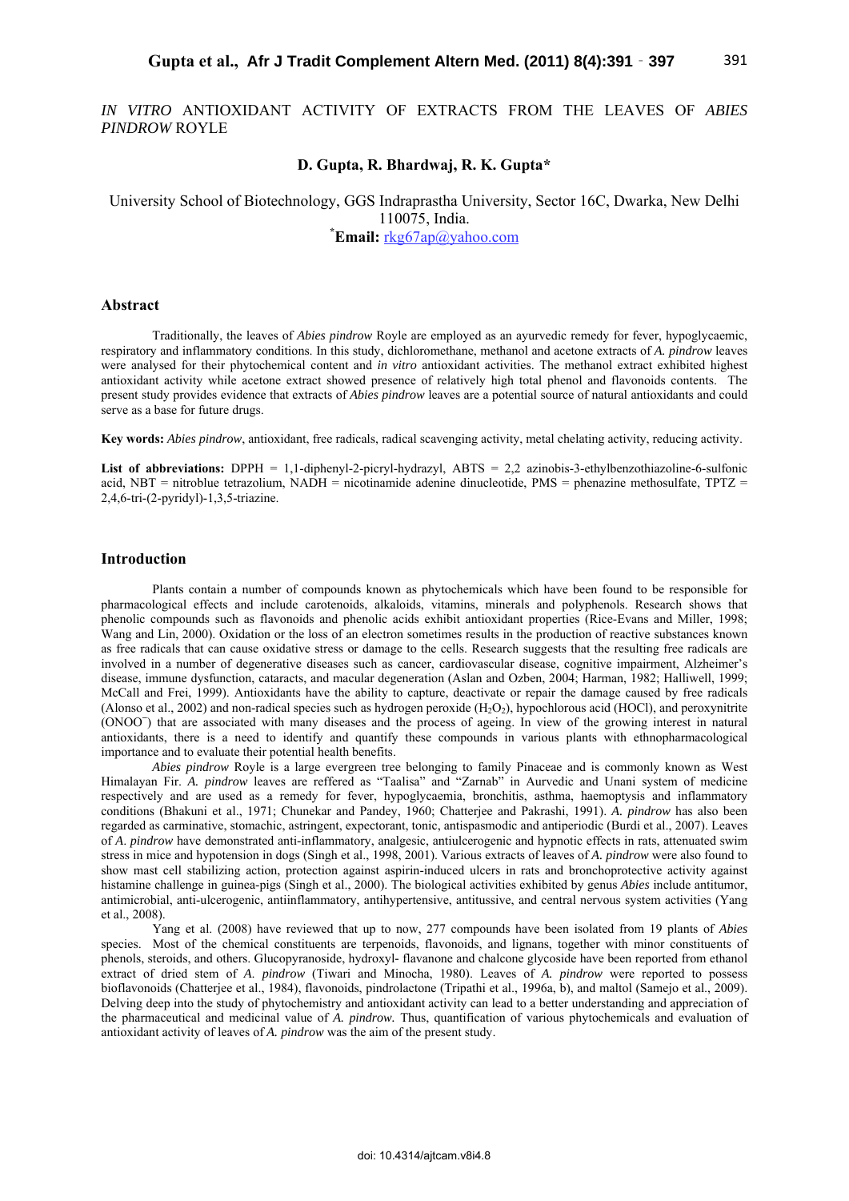# *IN VITRO* ANTIOXIDANT ACTIVITY OF EXTRACTS FROM THE LEAVES OF *ABIES PINDROW* ROYLE

**D. Gupta, R. Bhardwaj, R. K. Gupta***

University School of Biotechnology, GGS Indraprastha University, Sector 16C, Dwarka, New Delhi 110075, India.
*Email: rkg67ap@yahoo.com

## Abstract

Traditionally, the leaves of *Abies pindrow* Royle are employed as an ayurvedic remedy for fever, hypoglycaemic, respiratory and inflammatory conditions. In this study, dichloromethane, methanol and acetone extracts of *A. pindrow* leaves were analysed for their phytochemical content and *in vitro* antioxidant activities. The methanol extract exhibited highest antioxidant activity while acetone extract showed presence of relatively high total phenol and flavonoids contents. The present study provides evidence that extracts of *Abies pindrow* leaves are a potential source of natural antioxidants and could serve as a base for future drugs.

**Key words:** *Abies pindrow*, antioxidant, free radicals, radical scavenging activity, metal chelating activity, reducing activity.

**List of abbreviations:** DPPH = 1,1-diphenyl-2-picryl-hydrazyl, ABTS = 2,2 azinobis-3-ethylbenzothiazoline-6-sulfonic acid, NBT = nitroblue tetrazolium, NADH = nicotinamide adenine dinucleotide, PMS = phenazine methosulfate, TPTZ = 2,4,6-tri-(2-pyridyl)-1,3,5-triazine.

## Introduction

Plants contain a number of compounds known as phytochemicals which have been found to be responsible for pharmacological effects and include carotenoids, alkaloids, vitamins, minerals and polyphenols. Research shows that phenolic compounds such as flavonoids and phenolic acids exhibit antioxidant properties (Rice-Evans and Miller, 1998; Wang and Lin, 2000). Oxidation or the loss of an electron sometimes results in the production of reactive substances known as free radicals that can cause oxidative stress or damage to the cells. Research suggests that the resulting free radicals are involved in a number of degenerative diseases such as cancer, cardiovascular disease, cognitive impairment, Alzheimer's disease, immune dysfunction, cataracts, and macular degeneration (Aslan and Ozben, 2004; Harman, 1982; Halliwell, 1999; McCall and Frei, 1999). Antioxidants have the ability to capture, deactivate or repair the damage caused by free radicals (Alonso et al., 2002) and non-radical species such as hydrogen peroxide ($H_2O_2$), hypochlorous acid (HOCl), and peroxynitrite ($ONOO^-$) that are associated with many diseases and the process of ageing. In view of the growing interest in natural antioxidants, there is a need to identify and quantify these compounds in various plants with ethnopharmacological importance and to evaluate their potential health benefits.

*Abies pindrow* Royle is a large evergreen tree belonging to family Pinaceae and is commonly known as West Himalayan Fir. *A. pindrow* leaves are reffered as "Taalisa" and "Zarnab" in Aurvedic and Unani system of medicine respectively and are used as a remedy for fever, hypoglycaemia, bronchitis, asthma, haemoptysis and inflammatory conditions (Bhakuni et al., 1971; Chunekar and Pandey, 1960; Chatterjee and Pakrashi, 1991). *A. pindrow* has also been regarded as carminative, stomachic, astringent, expectorant, tonic, antispasmodic and antiperiodic (Burdi et al., 2007). Leaves of *A. pindrow* have demonstrated anti-inflammatory, analgesic, antiulcerogenic and hypnotic effects in rats, attenuated swim stress in mice and hypotension in dogs (Singh et al., 1998, 2001). Various extracts of leaves of *A. pindrow* were also found to show mast cell stabilizing action, protection against aspirin-induced ulcers in rats and bronchoprotective activity against histamine challenge in guinea-pigs (Singh et al., 2000). The biological activities exhibited by genus *Abies* include antitumor, antimicrobial, anti-ulcerogenic, antiinflammatory, antihypertensive, antitussive, and central nervous system activities (Yang et al., 2008).

Yang et al. (2008) have reviewed that up to now, 277 compounds have been isolated from 19 plants of *Abies* species. Most of the chemical constituents are terpenoids, flavonoids, and lignans, together with minor constituents of phenols, steroids, and others. Glucopyranoside, hydroxyl- flavanone and chalcone glycoside have been reported from ethanol extract of dried stem of *A. pindrow* (Tiwari and Minocha, 1980). Leaves of *A. pindrow* were reported to possess bioflavonoids (Chatterjee et al., 1984), flavonoids, pindrolactone (Tripathi et al., 1996a, b), and maltol (Samejo et al., 2009). Delving deep into the study of phytochemistry and antioxidant activity can lead to a better understanding and appreciation of the pharmaceutical and medicinal value of *A. pindrow.* Thus, quantification of various phytochemicals and evaluation of antioxidant activity of leaves of *A. pindrow* was the aim of the present study.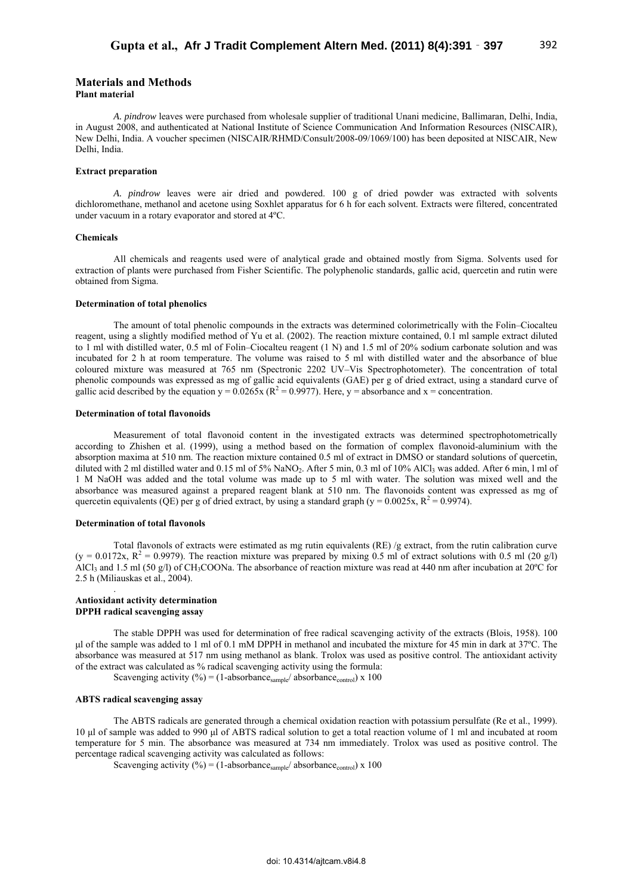## Materials and Methods

### Plant material

*A. pindrow* leaves were purchased from wholesale supplier of traditional Unani medicine, Ballimaran, Delhi, India, in August 2008, and authenticated at National Institute of Science Communication And Information Resources (NISCAIR), New Delhi, India. A voucher specimen (NISCAIR/RHMD/Consult/2008-09/1069/100) has been deposited at NISCAIR, New Delhi, India.

### Extract preparation

*A. pindrow* leaves were air dried and powdered. 100 g of dried powder was extracted with solvents dichloromethane, methanol and acetone using Soxhlet apparatus for 6 h for each solvent. Extracts were filtered, concentrated under vacuum in a rotary evaporator and stored at 4ºC.

### Chemicals

All chemicals and reagents used were of analytical grade and obtained mostly from Sigma. Solvents used for extraction of plants were purchased from Fisher Scientific. The polyphenolic standards, gallic acid, quercetin and rutin were obtained from Sigma.

### Determination of total phenolics

The amount of total phenolic compounds in the extracts was determined colorimetrically with the Folin–Ciocalteu reagent, using a slightly modified method of Yu et al. (2002). The reaction mixture contained, 0.1 ml sample extract diluted to 1 ml with distilled water, 0.5 ml of Folin–Ciocalteu reagent (1 N) and 1.5 ml of 20% sodium carbonate solution and was incubated for 2 h at room temperature. The volume was raised to 5 ml with distilled water and the absorbance of blue coloured mixture was measured at 765 nm (Spectronic 2202 UV–Vis Spectrophotometer). The concentration of total phenolic compounds was expressed as mg of gallic acid equivalents (GAE) per g of dried extract, using a standard curve of gallic acid described by the equation $y = 0.0265x$ ($R^2 = 0.9977$). Here, y = absorbance and x = concentration.

### Determination of total flavonoids

Measurement of total flavonoid content in the investigated extracts was determined spectrophotometrically according to Zhishen et al. (1999), using a method based on the formation of complex flavonoid-aluminium with the absorption maxima at 510 nm. The reaction mixture contained 0.5 ml of extract in DMSO or standard solutions of quercetin, diluted with 2 ml distilled water and 0.15 ml of 5% $NaNO_2$. After 5 min, 0.3 ml of 10% $AlCl_3$ was added. After 6 min, l ml of 1 M NaOH was added and the total volume was made up to 5 ml with water. The solution was mixed well and the absorbance was measured against a prepared reagent blank at 510 nm. The flavonoids content was expressed as mg of quercetin equivalents (QE) per g of dried extract, by using a standard graph ($y = 0.0025x$, $R^2 = 0.9974$).

### Determination of total flavonols

Total flavonols of extracts were estimated as mg rutin equivalents (RE) /g extract, from the rutin calibration curve ($y = 0.0172x$, $R^2 = 0.9979$). The reaction mixture was prepared by mixing 0.5 ml of extract solutions with 0.5 ml (20 g/l) $AlCl_3$ and 1.5 ml (50 g/l) of $CH_3COONa$. The absorbance of reaction mixture was read at 440 nm after incubation at 20ºC for 2.5 h (Miliauskas et al., 2004).

### Antioxidant activity determination

### DPPH radical scavenging assay

The stable DPPH was used for determination of free radical scavenging activity of the extracts (Blois, 1958). 100 μl of the sample was added to 1 ml of 0.1 mM DPPH in methanol and incubated the mixture for 45 min in dark at 37ºC. The absorbance was measured at 517 nm using methanol as blank. Trolox was used as positive control. The antioxidant activity of the extract was calculated as % radical scavenging activity using the formula:

Scavenging activity (%) = $(1\text{-absorbance}_{sample}/\ \text{absorbance}_{control}) \times 100$

### ABTS radical scavenging assay

The ABTS radicals are generated through a chemical oxidation reaction with potassium persulfate (Re et al., 1999). 10 μl of sample was added to 990 μl of ABTS radical solution to get a total reaction volume of 1 ml and incubated at room temperature for 5 min. The absorbance was measured at 734 nm immediately. Trolox was used as positive control. The percentage radical scavenging activity was calculated as follows:

Scavenging activity (%) = $(1\text{-absorbance}_{sample}/\ \text{absorbance}_{control}) \times 100$

doi: 10.4314/ajtcam.v8i4.8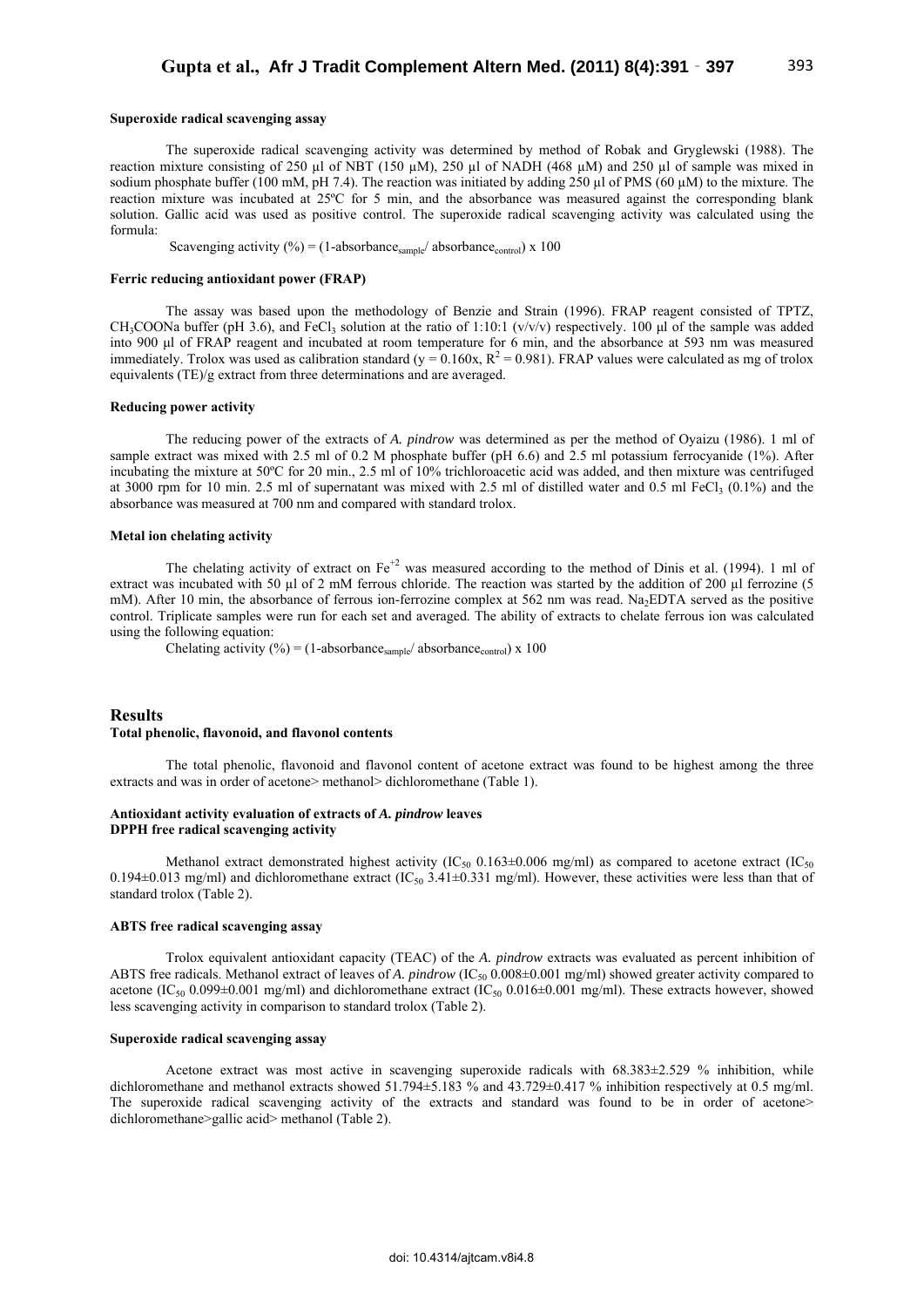**Superoxide radical scavenging assay**

The superoxide radical scavenging activity was determined by method of Robak and Gryglewski (1988). The reaction mixture consisting of 250 µl of NBT (150 µM), 250 µl of NADH (468 µM) and 250 µl of sample was mixed in sodium phosphate buffer (100 mM, pH 7.4). The reaction was initiated by adding 250 µl of PMS (60 µM) to the mixture. The reaction mixture was incubated at 25ºC for 5 min, and the absorbance was measured against the corresponding blank solution. Gallic acid was used as positive control. The superoxide radical scavenging activity was calculated using the formula:

$$\text{Scavenging activity (\%)} = (1\text{-absorbance}_{sample}/\ \text{absorbance}_{control}) \times 100$$

**Ferric reducing antioxidant power (FRAP)**

The assay was based upon the methodology of Benzie and Strain (1996). FRAP reagent consisted of TPTZ, $CH_3COONa$ buffer (pH 3.6), and $FeCl_3$ solution at the ratio of 1:10:1 (v/v/v) respectively. 100 µl of the sample was added into 900 µl of FRAP reagent and incubated at room temperature for 6 min, and the absorbance at 593 nm was measured immediately. Trolox was used as calibration standard ($y = 0.160x$, $R^2 = 0.981$). FRAP values were calculated as mg of trolox equivalents (TE)/g extract from three determinations and are averaged.

**Reducing power activity**

The reducing power of the extracts of *A. pindrow* was determined as per the method of Oyaizu (1986). 1 ml of sample extract was mixed with 2.5 ml of 0.2 M phosphate buffer (pH 6.6) and 2.5 ml potassium ferrocyanide (1%). After incubating the mixture at 50ºC for 20 min., 2.5 ml of 10% trichloroacetic acid was added, and then mixture was centrifuged at 3000 rpm for 10 min. 2.5 ml of supernatant was mixed with 2.5 ml of distilled water and 0.5 ml $FeCl_3$ (0.1%) and the absorbance was measured at 700 nm and compared with standard trolox.

**Metal ion chelating activity**

The chelating activity of extract on $Fe^{+2}$ was measured according to the method of Dinis et al. (1994). 1 ml of extract was incubated with 50 µl of 2 mM ferrous chloride. The reaction was started by the addition of 200 µl ferrozine (5 mM). After 10 min, the absorbance of ferrous ion-ferrozine complex at 562 nm was read. $Na_2EDTA$ served as the positive control. Triplicate samples were run for each set and averaged. The ability of extracts to chelate ferrous ion was calculated using the following equation:

$$\text{Chelating activity (\%)} = (1\text{-absorbance}_{sample}/\ \text{absorbance}_{control}) \times 100$$

## Results

**Total phenolic, flavonoid, and flavonol contents**

The total phenolic, flavonoid and flavonol content of acetone extract was found to be highest among the three extracts and was in order of acetone> methanol> dichloromethane (Table 1).

**Antioxidant activity evaluation of extracts of *A. pindrow* leaves**
**DPPH free radical scavenging activity**

Methanol extract demonstrated highest activity ($IC_{50}$ 0.163±0.006 mg/ml) as compared to acetone extract ($IC_{50}$ 0.194±0.013 mg/ml) and dichloromethane extract ($IC_{50}$ 3.41±0.331 mg/ml). However, these activities were less than that of standard trolox (Table 2).

**ABTS free radical scavenging assay**

Trolox equivalent antioxidant capacity (TEAC) of the *A. pindrow* extracts was evaluated as percent inhibition of ABTS free radicals. Methanol extract of leaves of *A. pindrow* ($IC_{50}$ 0.008±0.001 mg/ml) showed greater activity compared to acetone ($IC_{50}$ 0.099±0.001 mg/ml) and dichloromethane extract ($IC_{50}$ 0.016±0.001 mg/ml). These extracts however, showed less scavenging activity in comparison to standard trolox (Table 2).

**Superoxide radical scavenging assay**

Acetone extract was most active in scavenging superoxide radicals with 68.383±2.529 % inhibition, while dichloromethane and methanol extracts showed 51.794±5.183 % and 43.729±0.417 % inhibition respectively at 0.5 mg/ml. The superoxide radical scavenging activity of the extracts and standard was found to be in order of acetone> dichloromethane>gallic acid> methanol (Table 2).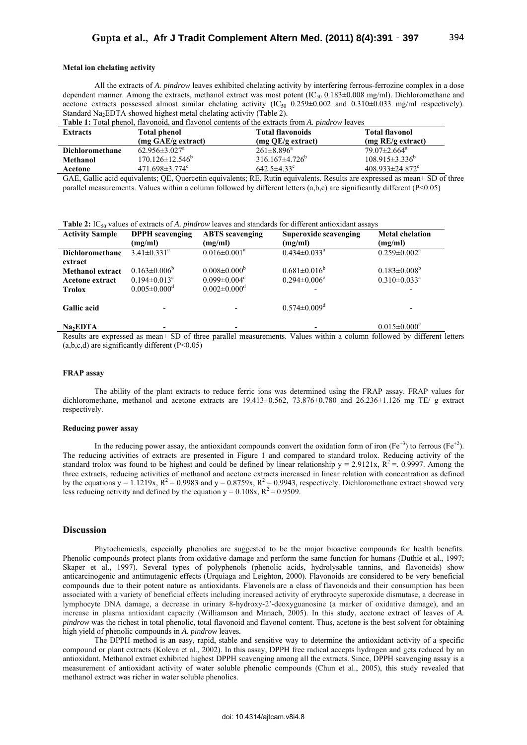### Metal ion chelating activity

All the extracts of *A. pindrow* leaves exhibited chelating activity by interfering ferrous-ferrozine complex in a dose dependent manner. Among the extracts, methanol extract was most potent ($IC_{50}$ 0.183±0.008 mg/ml). Dichloromethane and acetone extracts possessed almost similar chelating activity ($IC_{50}$ 0.259±0.002 and 0.310±0.033 mg/ml respectively). Standard $Na_2EDTA$ showed highest metal chelating activity (Table 2).

**Table 1:** Total phenol, flavonoid, and flavonol contents of the extracts from *A. pindrow* leaves

| Extracts | Total phenol (mg GAE/g extract) | Total flavonoids (mg QE/g extract) | Total flavonol (mg RE/g extract) |
|---|---|---|---|
| **Dichloromethane** | 62.956±3.027[a] | 261±8.896[a] | 79.07±2.664[a] |
| **Methanol** | 170.126±12.546[b] | 316.167±4.726[b] | 108.915±3.336[b] |
| **Acetone** | 471.698±3.774[c] | 642.5±4.33[c] | 408.933±24.872[c] |

GAE, Gallic acid equivalents; QE, Quercetin equivalents; RE, Rutin equivalents. Results are expressed as mean± SD of three parallel measurements. Values within a column followed by different letters (a,b,c) are significantly different ($P<0.05$)

**Table 2:** $IC_{50}$ values of extracts of *A. pindrow* leaves and standards for different antioxidant assays

| Activity Sample | DPPH scavenging (mg/ml) | ABTS scavenging (mg/ml) | Superoxide scavenging (mg/ml) | Metal chelation (mg/ml) |
|---|---|---|---|---|
| **Dichloromethane extract** | 3.41±0.331[a] | 0.016±0.001[a] | 0.434±0.033[a] | 0.259±0.002[a] |
| **Methanol extract** | 0.163±0.006[b] | 0.008±0.000[b] | 0.681±0.016[b] | 0.183±0.008[b] |
| **Acetone extract** | 0.194±0.013[c] | 0.099±0.004[c] | 0.294±0.006[c] | 0.310±0.033[a] |
| **Trolox** | 0.005±0.000[d] | 0.002±0.000[d] | - | - |
| **Gallic acid** | - | - | 0.574±0.009[d] | - |
| **$Na_2EDTA$** | - | - | - | 0.015±0.000[c] |

Results are expressed as mean± SD of three parallel measurements. Values within a column followed by different letters (a,b,c,d) are significantly different ($P<0.05$)

### FRAP assay

The ability of the plant extracts to reduce ferric ions was determined using the FRAP assay. FRAP values for dichloromethane, methanol and acetone extracts are 19.413±0.562, 73.876±0.780 and 26.236±1.126 mg TE/ g extract respectively.

### Reducing power assay

In the reducing power assay, the antioxidant compounds convert the oxidation form of iron ($Fe^{+3}$) to ferrous ($Fe^{+2}$). The reducing activities of extracts are presented in Figure 1 and compared to standard trolox. Reducing activity of the standard trolox was found to be highest and could be defined by linear relationship $y = 2.9121x$, $R^2 =. 0.9997$. Among the three extracts, reducing activities of methanol and acetone extracts increased in linear relation with concentration as defined by the equations $y = 1.1219x$, $R^2 = 0.9983$ and $y = 0.8759x$, $R^2 = 0.9943$, respectively. Dichloromethane extract showed very less reducing activity and defined by the equation $y = 0.108x$, $R^2 = 0.9509$.

## Discussion

Phytochemicals, especially phenolics are suggested to be the major bioactive compounds for health benefits. Phenolic compounds protect plants from oxidative damage and perform the same function for humans (Duthie et al., 1997; Skaper et al., 1997). Several types of polyphenols (phenolic acids, hydrolysable tannins, and flavonoids) show anticarcinogenic and antimutagenic effects (Urquiaga and Leighton, 2000). Flavonoids are considered to be very beneficial compounds due to their potent nature as antioxidants. Flavonols are a class of flavonoids and their consumption has been associated with a variety of beneficial effects including increased activity of erythrocyte superoxide dismutase, a decrease in lymphocyte DNA damage, a decrease in urinary 8-hydroxy-2'-deoxyguanosine (a marker of oxidative damage), and an increase in plasma antioxidant capacity (Williamson and Manach, 2005). In this study, acetone extract of leaves of *A. pindrow* was the richest in total phenolic, total flavonoid and flavonol content. Thus, acetone is the best solvent for obtaining high yield of phenolic compounds in *A. pindrow* leaves.

The DPPH method is an easy, rapid, stable and sensitive way to determine the antioxidant activity of a specific compound or plant extracts (Koleva et al., 2002). In this assay, DPPH free radical accepts hydrogen and gets reduced by an antioxidant. Methanol extract exhibited highest DPPH scavenging among all the extracts. Since, DPPH scavenging assay is a measurement of antioxidant activity of water soluble phenolic compounds (Chun et al., 2005), this study revealed that methanol extract was richer in water soluble phenolics.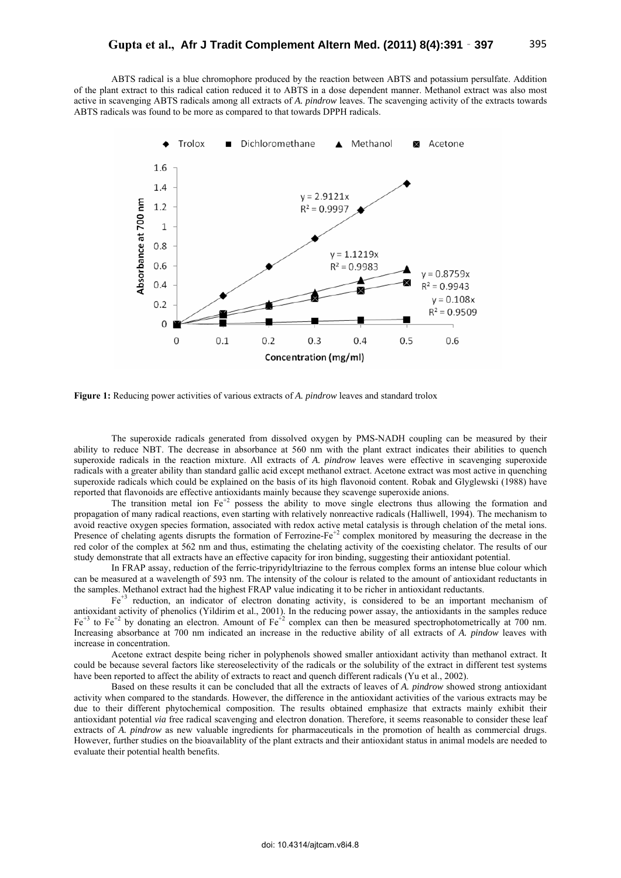ABTS radical is a blue chromophore produced by the reaction between ABTS and potassium persulfate. Addition of the plant extract to this radical cation reduced it to ABTS in a dose dependent manner. Methanol extract was also most active in scavenging ABTS radicals among all extracts of *A. pindrow* leaves. The scavenging activity of the extracts towards ABTS radicals was found to be more as compared to that towards DPPH radicals.

**Figure 1:** Reducing power activities of various extracts of *A. pindrow* leaves and standard trolox

The superoxide radicals generated from dissolved oxygen by PMS-NADH coupling can be measured by their ability to reduce NBT. The decrease in absorbance at 560 nm with the plant extract indicates their abilities to quench superoxide radicals in the reaction mixture. All extracts of *A. pindrow* leaves were effective in scavenging superoxide radicals with a greater ability than standard gallic acid except methanol extract. Acetone extract was most active in quenching superoxide radicals which could be explained on the basis of its high flavonoid content. Robak and Glyglewski (1988) have reported that flavonoids are effective antioxidants mainly because they scavenge superoxide anions.

The transition metal ion $Fe^{+2}$ possess the ability to move single electrons thus allowing the formation and propagation of many radical reactions, even starting with relatively nonreactive radicals (Halliwell, 1994). The mechanism to avoid reactive oxygen species formation, associated with redox active metal catalysis is through chelation of the metal ions. Presence of chelating agents disrupts the formation of Ferrozine-$Fe^{+2}$ complex monitored by measuring the decrease in the red color of the complex at 562 nm and thus, estimating the chelating activity of the coexisting chelator. The results of our study demonstrate that all extracts have an effective capacity for iron binding, suggesting their antioxidant potential.

In FRAP assay, reduction of the ferric-tripyridyltriazine to the ferrous complex forms an intense blue colour which can be measured at a wavelength of 593 nm. The intensity of the colour is related to the amount of antioxidant reductants in the samples. Methanol extract had the highest FRAP value indicating it to be richer in antioxidant reductants.

$Fe^{+3}$ reduction, an indicator of electron donating activity, is considered to be an important mechanism of antioxidant activity of phenolics (Yildirim et al., 2001). In the reducing power assay, the antioxidants in the samples reduce $Fe^{+3}$ to $Fe^{+2}$ by donating an electron. Amount of $Fe^{+2}$ complex can then be measured spectrophotometrically at 700 nm. Increasing absorbance at 700 nm indicated an increase in the reductive ability of all extracts of *A. pindow* leaves with increase in concentration.

Acetone extract despite being richer in polyphenols showed smaller antioxidant activity than methanol extract. It could be because several factors like stereoselectivity of the radicals or the solubility of the extract in different test systems have been reported to affect the ability of extracts to react and quench different radicals (Yu et al., 2002).

Based on these results it can be concluded that all the extracts of leaves of *A. pindrow* showed strong antioxidant activity when compared to the standards. However, the difference in the antioxidant activities of the various extracts may be due to their different phytochemical composition. The results obtained emphasize that extracts mainly exhibit their antioxidant potential *via* free radical scavenging and electron donation. Therefore, it seems reasonable to consider these leaf extracts of *A. pindrow* as new valuable ingredients for pharmaceuticals in the promotion of health as commercial drugs. However, further studies on the bioavailablity of the plant extracts and their antioxidant status in animal models are needed to evaluate their potential health benefits.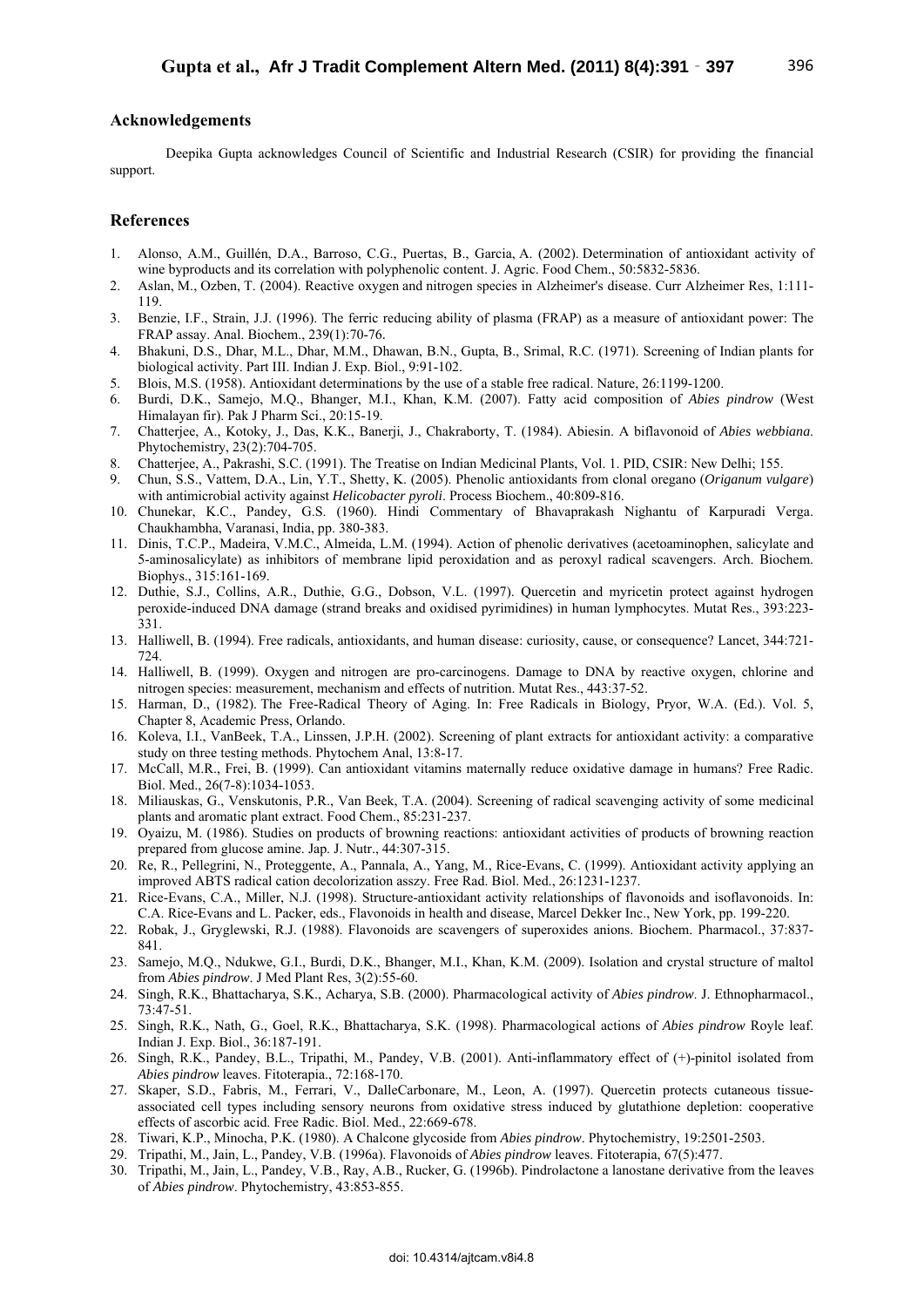## Acknowledgements

Deepika Gupta acknowledges Council of Scientific and Industrial Research (CSIR) for providing the financial support.

## References

1. Alonso, A.M., Guillén, D.A., Barroso, C.G., Puertas, B., Garcia, A. (2002). Determination of antioxidant activity of wine byproducts and its correlation with polyphenolic content. J. Agric. Food Chem., 50:5832-5836.
2. Aslan, M., Ozben, T. (2004). Reactive oxygen and nitrogen species in Alzheimer's disease. Curr Alzheimer Res, 1:111-119.
3. Benzie, I.F., Strain, J.J. (1996). The ferric reducing ability of plasma (FRAP) as a measure of antioxidant power: The FRAP assay. Anal. Biochem., 239(1):70-76.
4. Bhakuni, D.S., Dhar, M.L., Dhar, M.M., Dhawan, B.N., Gupta, B., Srimal, R.C. (1971). Screening of Indian plants for biological activity. Part III. Indian J. Exp. Biol., 9:91-102.
5. Blois, M.S. (1958). Antioxidant determinations by the use of a stable free radical. Nature, 26:1199-1200.
6. Burdi, D.K., Samejo, M.Q., Bhanger, M.I., Khan, K.M. (2007). Fatty acid composition of *Abies pindrow* (West Himalayan fir). Pak J Pharm Sci., 20:15-19.
7. Chatterjee, A., Kotoky, J., Das, K.K., Banerji, J., Chakraborty, T. (1984). Abiesin. A biflavonoid of *Abies webbiana*. Phytochemistry, 23(2):704-705.
8. Chatterjee, A., Pakrashi, S.C. (1991). The Treatise on Indian Medicinal Plants, Vol. 1. PID, CSIR: New Delhi; 155.
9. Chun, S.S., Vattem, D.A., Lin, Y.T., Shetty, K. (2005). Phenolic antioxidants from clonal oregano (*Origanum vulgare*) with antimicrobial activity against *Helicobacter pyroli*. Process Biochem., 40:809-816.
10. Chunekar, K.C., Pandey, G.S. (1960). Hindi Commentary of Bhavaprakash Nighantu of Karpuradi Verga. Chaukhambha, Varanasi, India, pp. 380-383.
11. Dinis, T.C.P., Madeira, V.M.C., Almeida, L.M. (1994). Action of phenolic derivatives (acetoaminophen, salicylate and 5-aminosalicylate) as inhibitors of membrane lipid peroxidation and as peroxyl radical scavengers. Arch. Biochem. Biophys., 315:161-169.
12. Duthie, S.J., Collins, A.R., Duthie, G.G., Dobson, V.L. (1997). Quercetin and myricetin protect against hydrogen peroxide-induced DNA damage (strand breaks and oxidised pyrimidines) in human lymphocytes. Mutat Res., 393:223-331.
13. Halliwell, B. (1994). Free radicals, antioxidants, and human disease: curiosity, cause, or consequence? Lancet, 344:721-724.
14. Halliwell, B. (1999). Oxygen and nitrogen are pro-carcinogens. Damage to DNA by reactive oxygen, chlorine and nitrogen species: measurement, mechanism and effects of nutrition. Mutat Res., 443:37-52.
15. Harman, D., (1982). The Free-Radical Theory of Aging. In: Free Radicals in Biology, Pryor, W.A. (Ed.). Vol. 5, Chapter 8, Academic Press, Orlando.
16. Koleva, I.I., VanBeek, T.A., Linssen, J.P.H. (2002). Screening of plant extracts for antioxidant activity: a comparative study on three testing methods. Phytochem Anal, 13:8-17.
17. McCall, M.R., Frei, B. (1999). Can antioxidant vitamins maternally reduce oxidative damage in humans? Free Radic. Biol. Med., 26(7-8):1034-1053.
18. Miliauskas, G., Venskutonis, P.R., Van Beek, T.A. (2004). Screening of radical scavenging activity of some medicinal plants and aromatic plant extract. Food Chem., 85:231-237.
19. Oyaizu, M. (1986). Studies on products of browning reactions: antioxidant activities of products of browning reaction prepared from glucose amine. Jap. J. Nutr., 44:307-315.
20. Re, R., Pellegrini, N., Proteggente, A., Pannala, A., Yang, M., Rice-Evans, C. (1999). Antioxidant activity applying an improved ABTS radical cation decolorization asszy. Free Rad. Biol. Med., 26:1231-1237.
21. Rice-Evans, C.A., Miller, N.J. (1998). Structure-antioxidant activity relationships of flavonoids and isoflavonoids. In: C.A. Rice-Evans and L. Packer, eds., Flavonoids in health and disease, Marcel Dekker Inc., New York, pp. 199-220.
22. Robak, J., Gryglewski, R.J. (1988). Flavonoids are scavengers of superoxides anions. Biochem. Pharmacol., 37:837-841.
23. Samejo, M.Q., Ndukwe, G.I., Burdi, D.K., Bhanger, M.I., Khan, K.M. (2009). Isolation and crystal structure of maltol from *Abies pindrow*. J Med Plant Res, 3(2):55-60.
24. Singh, R.K., Bhattacharya, S.K., Acharya, S.B. (2000). Pharmacological activity of *Abies pindrow*. J. Ethnopharmacol., 73:47-51.
25. Singh, R.K., Nath, G., Goel, R.K., Bhattacharya, S.K. (1998). Pharmacological actions of *Abies pindrow* Royle leaf. Indian J. Exp. Biol., 36:187-191.
26. Singh, R.K., Pandey, B.L., Tripathi, M., Pandey, V.B. (2001). Anti-inflammatory effect of (+)-pinitol isolated from *Abies pindrow* leaves. Fitoterapia., 72:168-170.
27. Skaper, S.D., Fabris, M., Ferrari, V., DalleCarbonare, M., Leon, A. (1997). Quercetin protects cutaneous tissue-associated cell types including sensory neurons from oxidative stress induced by glutathione depletion: cooperative effects of ascorbic acid. Free Radic. Biol. Med., 22:669-678.
28. Tiwari, K.P., Minocha, P.K. (1980). A Chalcone glycoside from *Abies pindrow*. Phytochemistry, 19:2501-2503.
29. Tripathi, M., Jain, L., Pandey, V.B. (1996a). Flavonoids of *Abies pindrow* leaves. Fitoterapia, 67(5):477.
30. Tripathi, M., Jain, L., Pandey, V.B., Ray, A.B., Rucker, G. (1996b). Pindrolactone a lanostane derivative from the leaves of *Abies pindrow*. Phytochemistry, 43:853-855.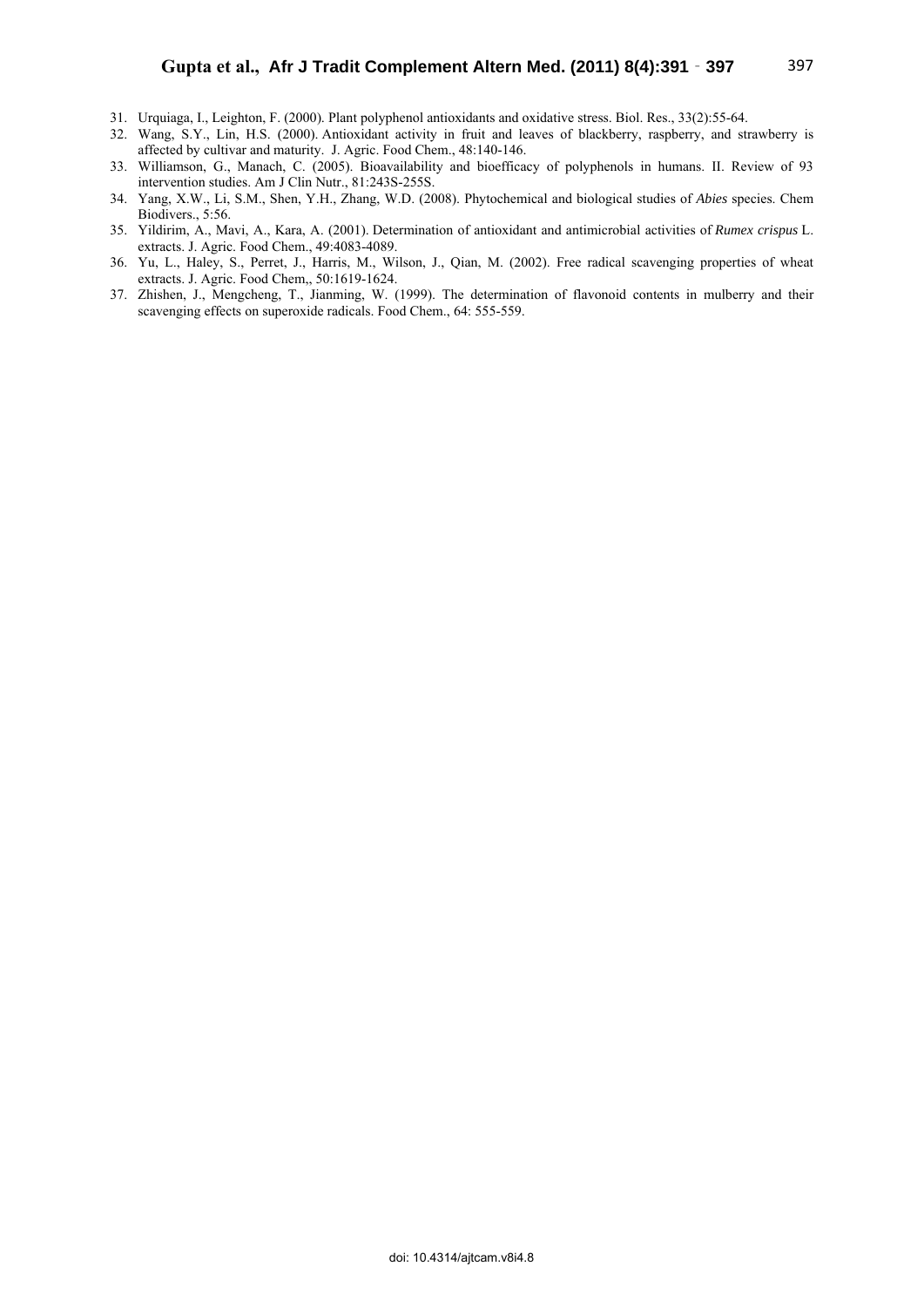31. Urquiaga, I., Leighton, F. (2000). Plant polyphenol antioxidants and oxidative stress. Biol. Res., 33(2):55-64.
32. Wang, S.Y., Lin, H.S. (2000). Antioxidant activity in fruit and leaves of blackberry, raspberry, and strawberry is affected by cultivar and maturity. J. Agric. Food Chem., 48:140-146.
33. Williamson, G., Manach, C. (2005). Bioavailability and bioefficacy of polyphenols in humans. II. Review of 93 intervention studies. Am J Clin Nutr., 81:243S-255S.
34. Yang, X.W., Li, S.M., Shen, Y.H., Zhang, W.D. (2008). Phytochemical and biological studies of *Abies* species. Chem Biodivers., 5:56.
35. Yildirim, A., Mavi, A., Kara, A. (2001). Determination of antioxidant and antimicrobial activities of *Rumex crispus* L. extracts. J. Agric. Food Chem., 49:4083-4089.
36. Yu, L., Haley, S., Perret, J., Harris, M., Wilson, J., Qian, M. (2002). Free radical scavenging properties of wheat extracts. J. Agric. Food Chem,, 50:1619-1624.
37. Zhishen, J., Mengcheng, T., Jianming, W. (1999). The determination of flavonoid contents in mulberry and their scavenging effects on superoxide radicals. Food Chem., 64: 555-559.